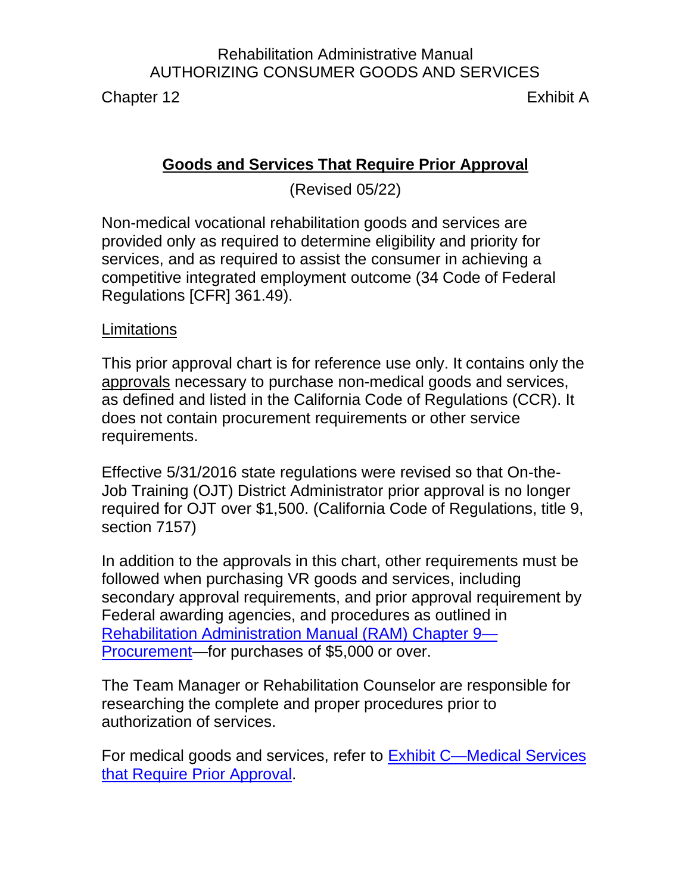Rehabilitation Administrative Manual
AUTHORIZING CONSUMER GOODS AND SERVICES

Chapter 12 Exhibit A

## Goods and Services That Require Prior Approval

(Revised 05/22)

Non-medical vocational rehabilitation goods and services are provided only as required to determine eligibility and priority for services, and as required to assist the consumer in achieving a competitive integrated employment outcome (34 Code of Federal Regulations [CFR] 361.49).

### Limitations

This prior approval chart is for reference use only. It contains only the approvals necessary to purchase non-medical goods and services, as defined and listed in the California Code of Regulations (CCR). It does not contain procurement requirements or other service requirements.

Effective 5/31/2016 state regulations were revised so that On-the-Job Training (OJT) District Administrator prior approval is no longer required for OJT over $1,500. (California Code of Regulations, title 9, section 7157)

In addition to the approvals in this chart, other requirements must be followed when purchasing VR goods and services, including secondary approval requirements, and prior approval requirement by Federal awarding agencies, and procedures as outlined in Rehabilitation Administration Manual (RAM) Chapter 9—Procurement—for purchases of $5,000 or over.

The Team Manager or Rehabilitation Counselor are responsible for researching the complete and proper procedures prior to authorization of services.

For medical goods and services, refer to Exhibit C—Medical Services that Require Prior Approval.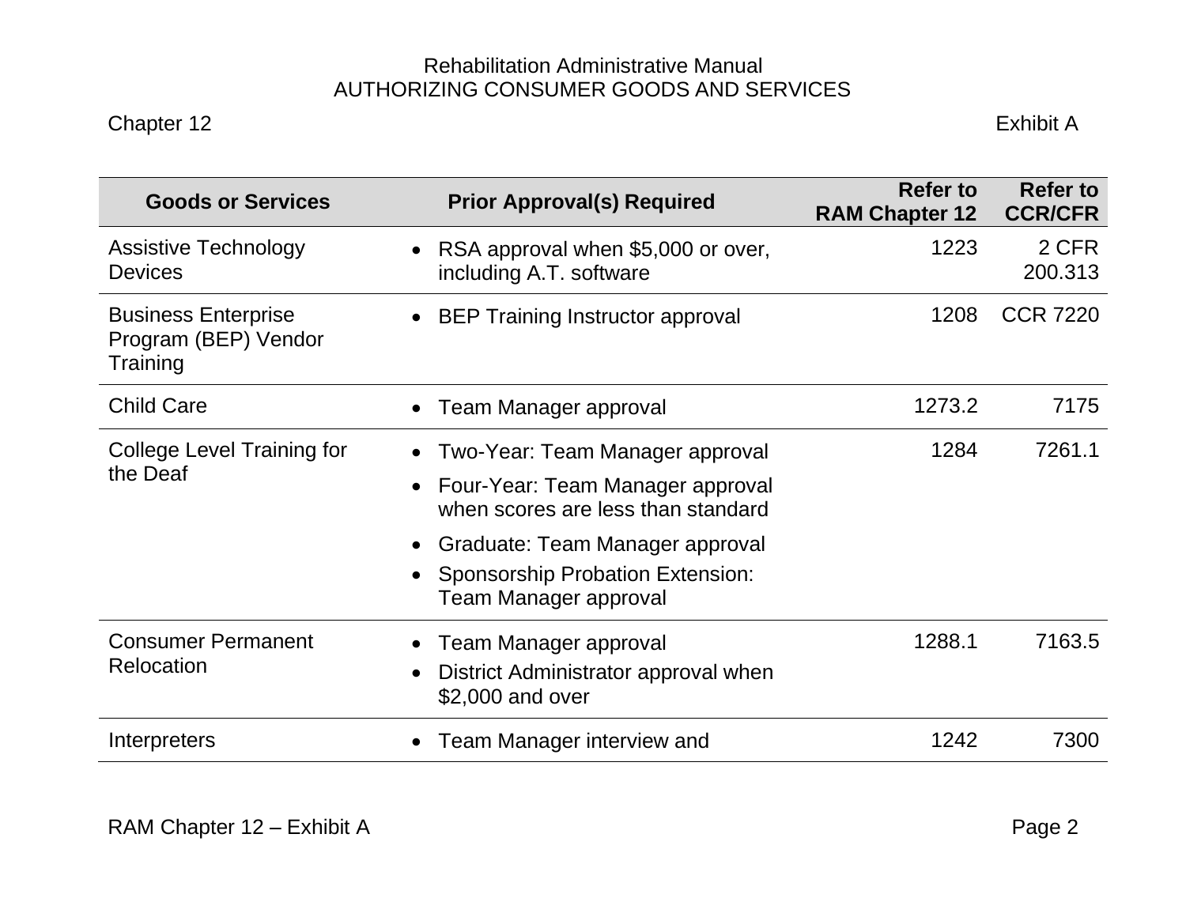| Goods or Services | Prior Approval(s) Required | Refer to RAM Chapter 12 | Refer to CCR/CFR |
|---|---|---|---|
| Assistive Technology Devices | • RSA approval when $5,000 or over, including A.T. software | 1223 | 2 CFR 200.313 |
| Business Enterprise Program (BEP) Vendor Training | • BEP Training Instructor approval | 1208 | CCR 7220 |
| Child Care | • Team Manager approval | 1273.2 | 7175 |
| College Level Training for the Deaf | • Two-Year: Team Manager approval<br>• Four-Year: Team Manager approval when scores are less than standard<br>• Graduate: Team Manager approval<br>• Sponsorship Probation Extension: Team Manager approval | 1284 | 7261.1 |
| Consumer Permanent Relocation | • Team Manager approval<br>• District Administrator approval when $2,000 and over | 1288.1 | 7163.5 |
| Interpreters | • Team Manager interview and | 1242 | 7300 |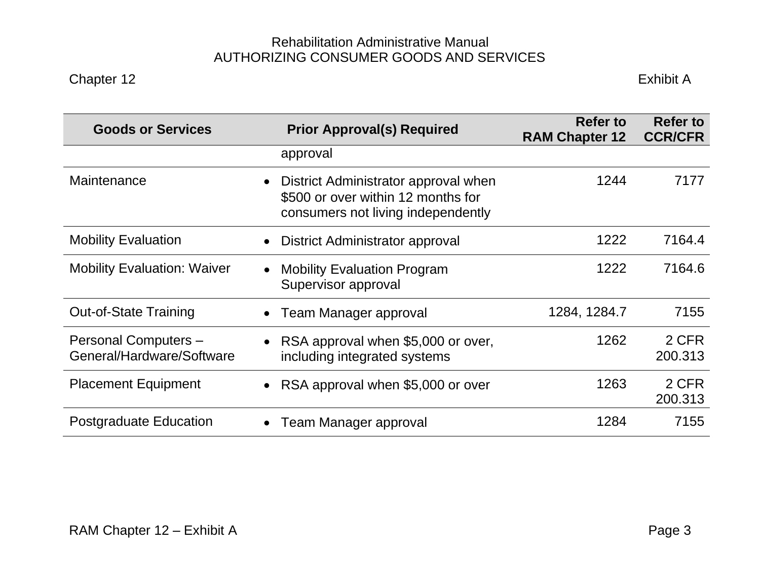Rehabilitation Administrative Manual
AUTHORIZING CONSUMER GOODS AND SERVICES

Chapter 12 Exhibit A

| Goods or Services | Prior Approval(s) Required | Refer to RAM Chapter 12 | Refer to CCR/CFR |
|---|---|---|---|
| | approval | | |
| Maintenance | • District Administrator approval when $500 or over within 12 months for consumers not living independently | 1244 | 7177 |
| Mobility Evaluation | • District Administrator approval | 1222 | 7164.4 |
| Mobility Evaluation: Waiver | • Mobility Evaluation Program Supervisor approval | 1222 | 7164.6 |
| Out-of-State Training | • Team Manager approval | 1284, 1284.7 | 7155 |
| Personal Computers – General/Hardware/Software | • RSA approval when $5,000 or over, including integrated systems | 1262 | 2 CFR 200.313 |
| Placement Equipment | • RSA approval when $5,000 or over | 1263 | 2 CFR 200.313 |
| Postgraduate Education | • Team Manager approval | 1284 | 7155 |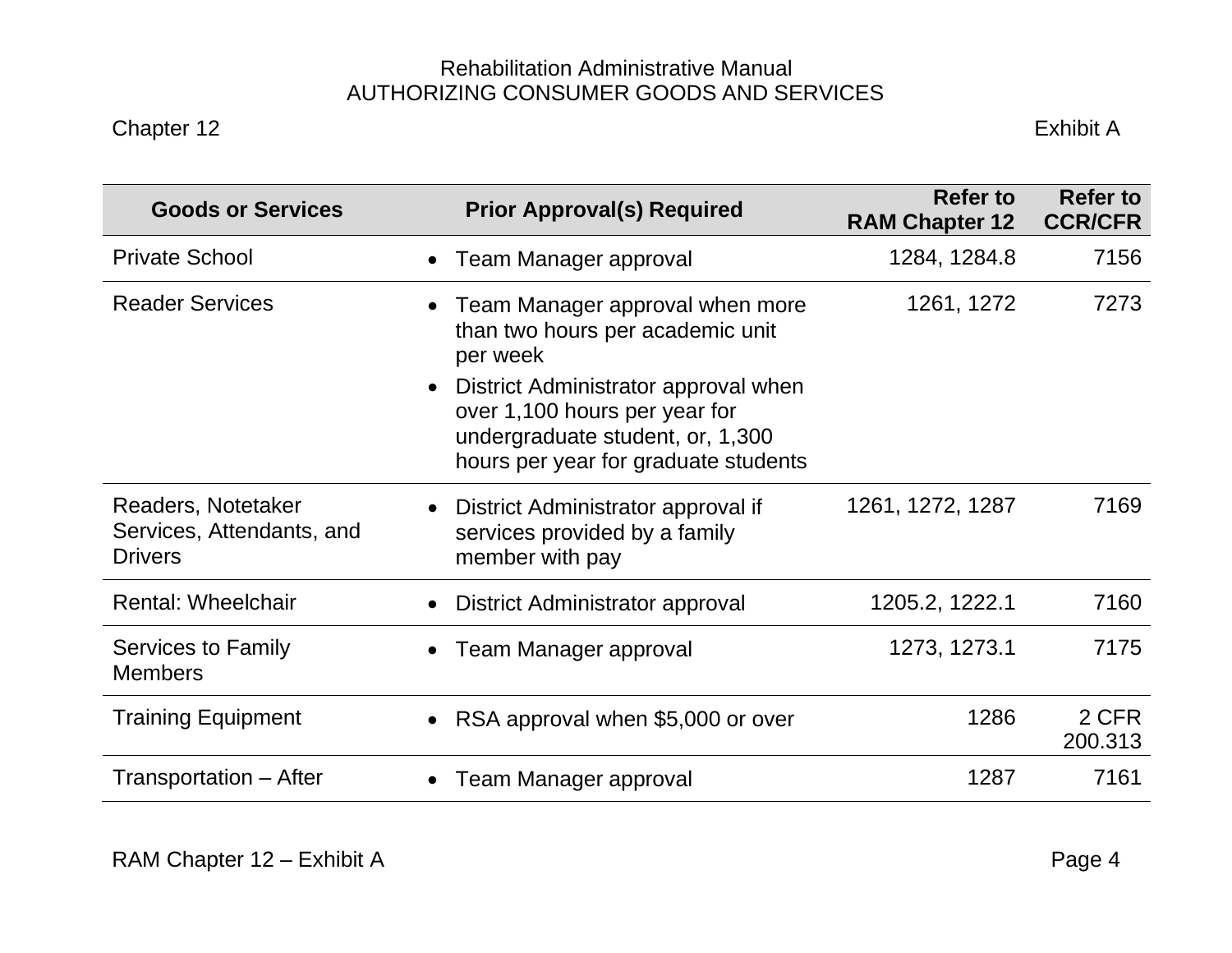| Goods or Services | Prior Approval(s) Required | Refer to RAM Chapter 12 | Refer to CCR/CFR |
|---|---|---|---|
| Private School | • Team Manager approval | 1284, 1284.8 | 7156 |
| Reader Services | • Team Manager approval when more than two hours per academic unit per week<br>• District Administrator approval when over 1,100 hours per year for undergraduate student, or, 1,300 hours per year for graduate students | 1261, 1272 | 7273 |
| Readers, Notetaker Services, Attendants, and Drivers | • District Administrator approval if services provided by a family member with pay | 1261, 1272, 1287 | 7169 |
| Rental: Wheelchair | • District Administrator approval | 1205.2, 1222.1 | 7160 |
| Services to Family Members | • Team Manager approval | 1273, 1273.1 | 7175 |
| Training Equipment | • RSA approval when $5,000 or over | 1286 | 2 CFR 200.313 |
| Transportation – After | • Team Manager approval | 1287 | 7161 |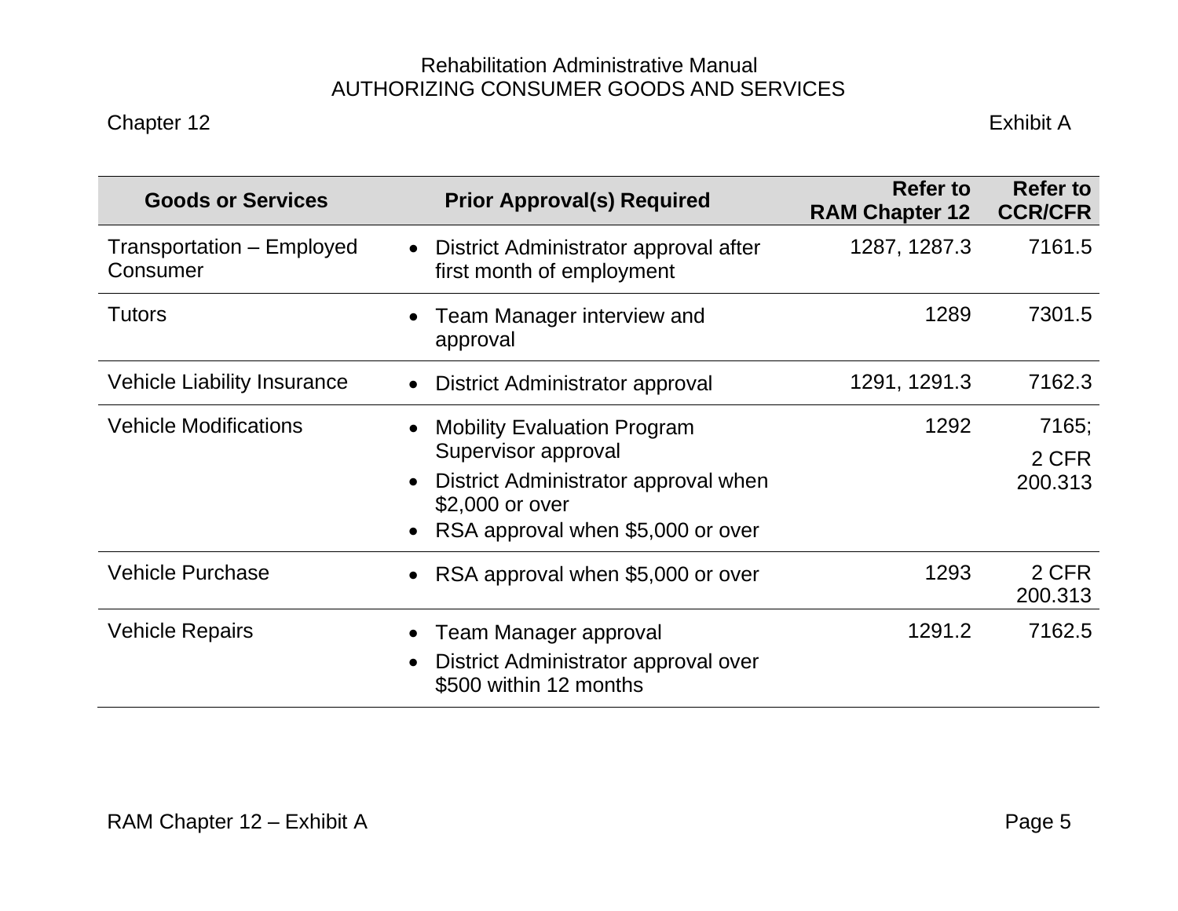| Goods or Services | Prior Approval(s) Required | Refer to RAM Chapter 12 | Refer to CCR/CFR |
|---|---|---|---|
| Transportation – Employed Consumer | • District Administrator approval after first month of employment | 1287, 1287.3 | 7161.5 |
| Tutors | • Team Manager interview and approval | 1289 | 7301.5 |
| Vehicle Liability Insurance | • District Administrator approval | 1291, 1291.3 | 7162.3 |
| Vehicle Modifications | • Mobility Evaluation Program Supervisor approval<br>• District Administrator approval when $2,000 or over<br>• RSA approval when $5,000 or over | 1292 | 7165;<br>2 CFR 200.313 |
| Vehicle Purchase | • RSA approval when $5,000 or over | 1293 | 2 CFR 200.313 |
| Vehicle Repairs | • Team Manager approval<br>• District Administrator approval over $500 within 12 months | 1291.2 | 7162.5 |